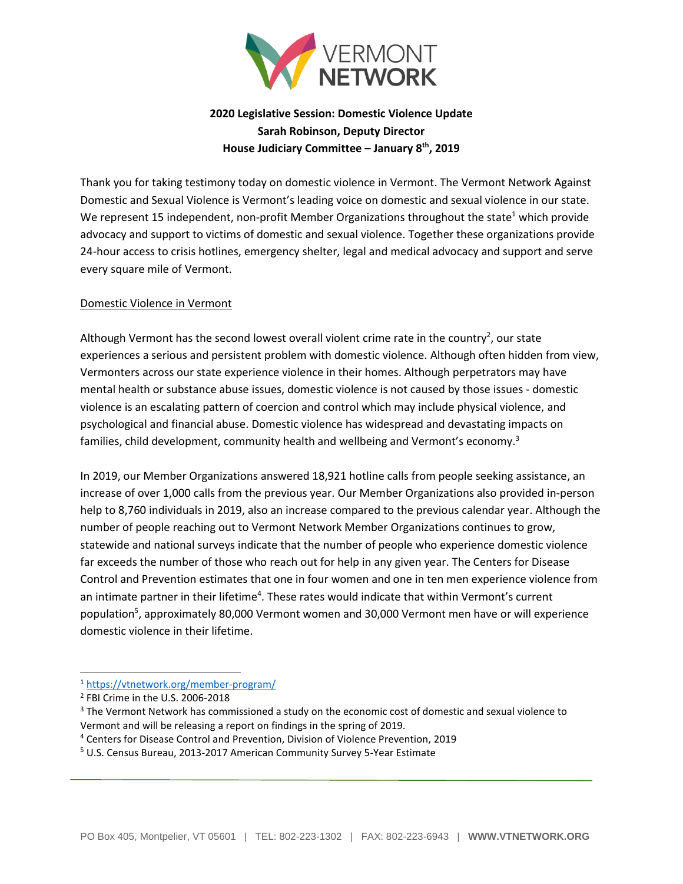**2020 Legislative Session: Domestic Violence Update**
**Sarah Robinson, Deputy Director**
**House Judiciary Committee – January 8th, 2019**

Thank you for taking testimony today on domestic violence in Vermont. The Vermont Network Against Domestic and Sexual Violence is Vermont's leading voice on domestic and sexual violence in our state. We represent 15 independent, non-profit Member Organizations throughout the state[1] which provide advocacy and support to victims of domestic and sexual violence. Together these organizations provide 24-hour access to crisis hotlines, emergency shelter, legal and medical advocacy and support and serve every square mile of Vermont.

## Domestic Violence in Vermont

Although Vermont has the second lowest overall violent crime rate in the country[2], our state experiences a serious and persistent problem with domestic violence. Although often hidden from view, Vermonters across our state experience violence in their homes. Although perpetrators may have mental health or substance abuse issues, domestic violence is not caused by those issues - domestic violence is an escalating pattern of coercion and control which may include physical violence, and psychological and financial abuse. Domestic violence has widespread and devastating impacts on families, child development, community health and wellbeing and Vermont's economy.[3]

In 2019, our Member Organizations answered 18,921 hotline calls from people seeking assistance, an increase of over 1,000 calls from the previous year. Our Member Organizations also provided in-person help to 8,760 individuals in 2019, also an increase compared to the previous calendar year. Although the number of people reaching out to Vermont Network Member Organizations continues to grow, statewide and national surveys indicate that the number of people who experience domestic violence far exceeds the number of those who reach out for help in any given year. The Centers for Disease Control and Prevention estimates that one in four women and one in ten men experience violence from an intimate partner in their lifetime[4]. These rates would indicate that within Vermont's current population[5], approximately 80,000 Vermont women and 30,000 Vermont men have or will experience domestic violence in their lifetime.

---

[1] https://vtnetwork.org/member-program/

[2] FBI Crime in the U.S. 2006-2018

[3] The Vermont Network has commissioned a study on the economic cost of domestic and sexual violence to Vermont and will be releasing a report on findings in the spring of 2019.

[4] Centers for Disease Control and Prevention, Division of Violence Prevention, 2019

[5] U.S. Census Bureau, 2013-2017 American Community Survey 5-Year Estimate

PO Box 405, Montpelier, VT 05601 | TEL: 802-223-1302 | FAX: 802-223-6943 | **WWW.VTNETWORK.ORG**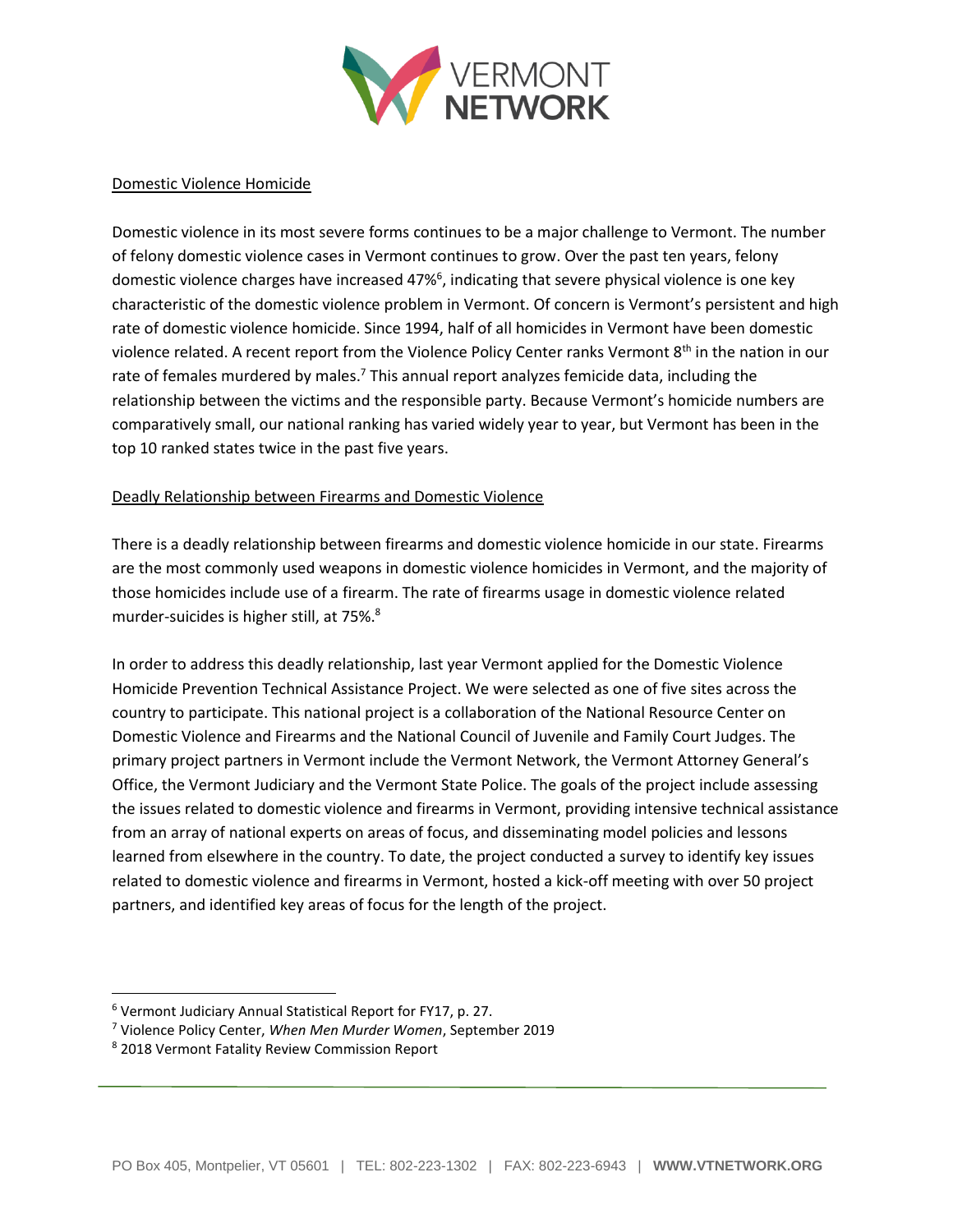## Domestic Violence Homicide

Domestic violence in its most severe forms continues to be a major challenge to Vermont. The number of felony domestic violence cases in Vermont continues to grow. Over the past ten years, felony domestic violence charges have increased 47%[6], indicating that severe physical violence is one key characteristic of the domestic violence problem in Vermont. Of concern is Vermont's persistent and high rate of domestic violence homicide. Since 1994, half of all homicides in Vermont have been domestic violence related. A recent report from the Violence Policy Center ranks Vermont 8th in the nation in our rate of females murdered by males.[7] This annual report analyzes femicide data, including the relationship between the victims and the responsible party. Because Vermont's homicide numbers are comparatively small, our national ranking has varied widely year to year, but Vermont has been in the top 10 ranked states twice in the past five years.

## Deadly Relationship between Firearms and Domestic Violence

There is a deadly relationship between firearms and domestic violence homicide in our state. Firearms are the most commonly used weapons in domestic violence homicides in Vermont, and the majority of those homicides include use of a firearm. The rate of firearms usage in domestic violence related murder-suicides is higher still, at 75%.[8]

In order to address this deadly relationship, last year Vermont applied for the Domestic Violence Homicide Prevention Technical Assistance Project. We were selected as one of five sites across the country to participate. This national project is a collaboration of the National Resource Center on Domestic Violence and Firearms and the National Council of Juvenile and Family Court Judges. The primary project partners in Vermont include the Vermont Network, the Vermont Attorney General's Office, the Vermont Judiciary and the Vermont State Police. The goals of the project include assessing the issues related to domestic violence and firearms in Vermont, providing intensive technical assistance from an array of national experts on areas of focus, and disseminating model policies and lessons learned from elsewhere in the country. To date, the project conducted a survey to identify key issues related to domestic violence and firearms in Vermont, hosted a kick-off meeting with over 50 project partners, and identified key areas of focus for the length of the project.

---

[6] Vermont Judiciary Annual Statistical Report for FY17, p. 27.

[7] Violence Policy Center, *When Men Murder Women*, September 2019

[8] 2018 Vermont Fatality Review Commission Report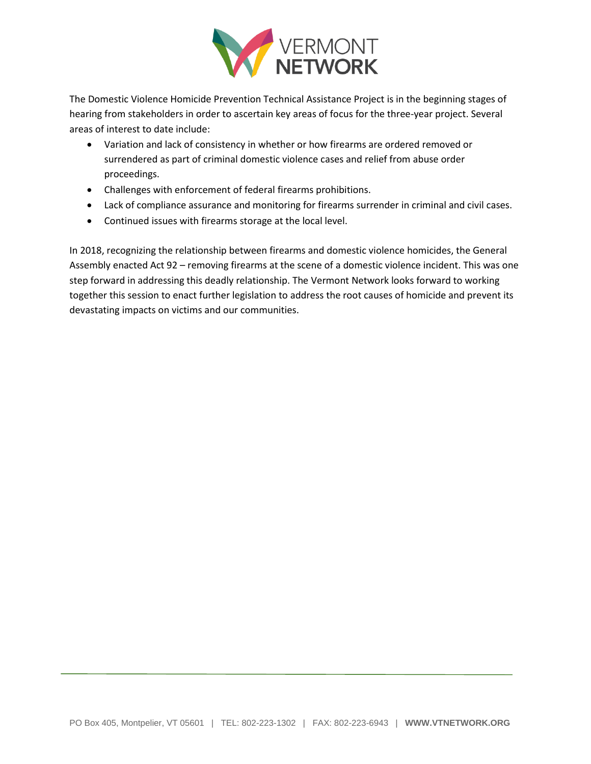The Domestic Violence Homicide Prevention Technical Assistance Project is in the beginning stages of hearing from stakeholders in order to ascertain key areas of focus for the three-year project. Several areas of interest to date include:

- Variation and lack of consistency in whether or how firearms are ordered removed or surrendered as part of criminal domestic violence cases and relief from abuse order proceedings.
- Challenges with enforcement of federal firearms prohibitions.
- Lack of compliance assurance and monitoring for firearms surrender in criminal and civil cases.
- Continued issues with firearms storage at the local level.

In 2018, recognizing the relationship between firearms and domestic violence homicides, the General Assembly enacted Act 92 – removing firearms at the scene of a domestic violence incident. This was one step forward in addressing this deadly relationship. The Vermont Network looks forward to working together this session to enact further legislation to address the root causes of homicide and prevent its devastating impacts on victims and our communities.